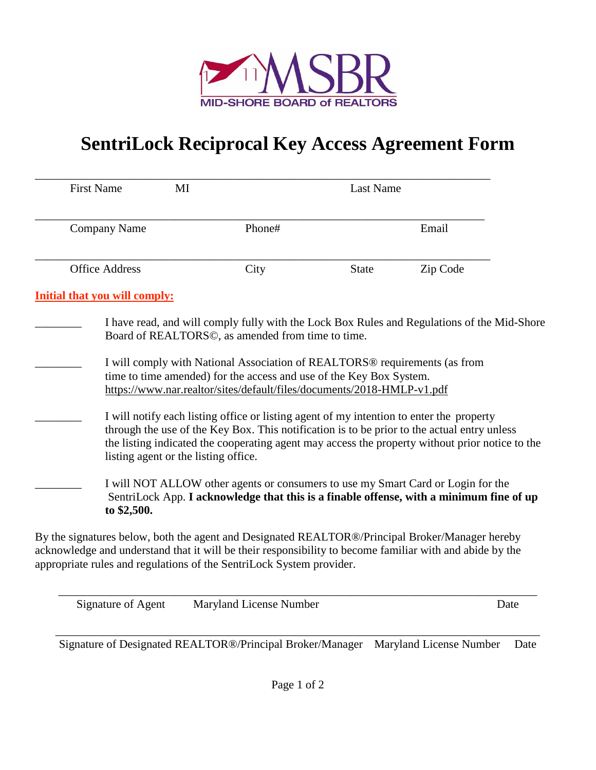MSBR
MID-SHORE BOARD of REALTORS

# SentriLock Reciprocal Key Access Agreement Form

______________________________________________________________________________

First Name MI Last Name

______________________________________________________________________________

Company Name Phone# Email

______________________________________________________________________________

Office Address City State Zip Code

**Initial that you will comply:**

________ I have read, and will comply fully with the Lock Box Rules and Regulations of the Mid-Shore Board of REALTORS©, as amended from time to time.

________ I will comply with National Association of REALTORS® requirements (as from time to time amended) for the access and use of the Key Box System. https://www.nar.realtor/sites/default/files/documents/2018-HMLP-v1.pdf

________ I will notify each listing office or listing agent of my intention to enter the property through the use of the Key Box. This notification is to be prior to the actual entry unless the listing indicated the cooperating agent may access the property without prior notice to the listing agent or the listing office.

________ I will NOT ALLOW other agents or consumers to use my Smart Card or Login for the SentriLock App. **I acknowledge that this is a finable offense, with a minimum fine of up to $2,500.**

By the signatures below, both the agent and Designated REALTOR®/Principal Broker/Manager hereby acknowledge and understand that it will be their responsibility to become familiar with and abide by the appropriate rules and regulations of the SentriLock System provider.

______________________________________________________________________________

Signature of Agent Maryland License Number Date

______________________________________________________________________________

Signature of Designated REALTOR®/Principal Broker/Manager Maryland License Number Date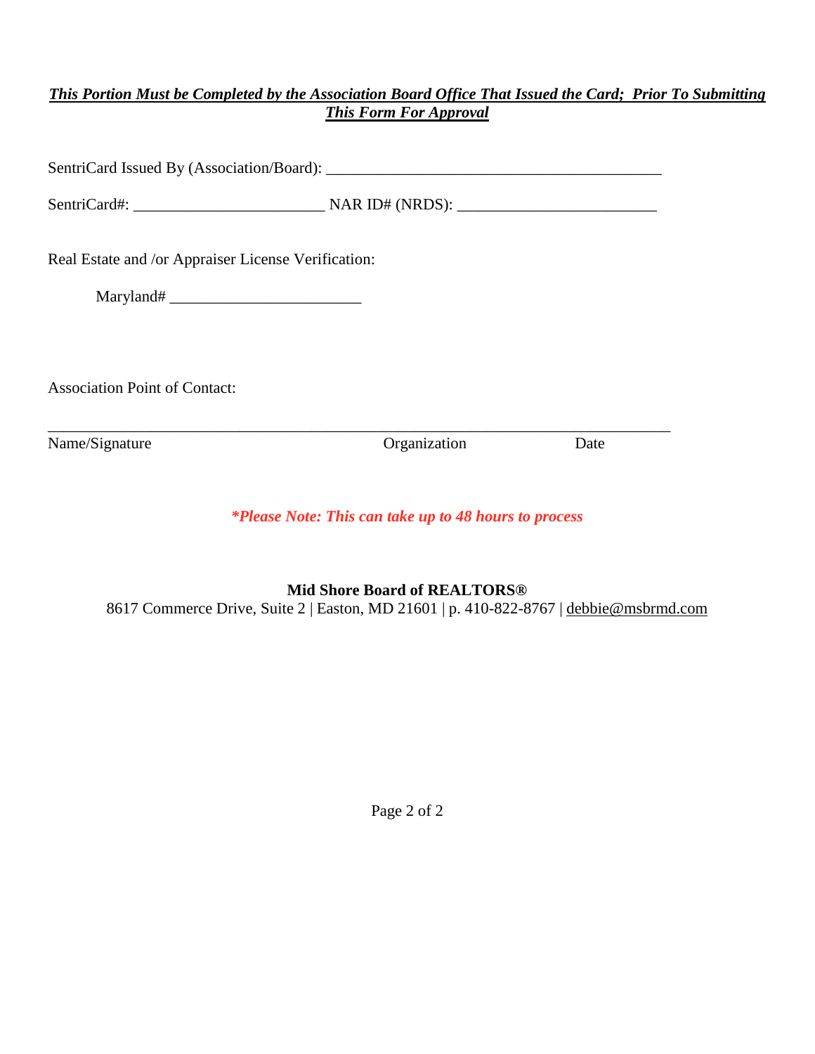***This Portion Must be Completed by the Association Board Office That Issued the Card; Prior To Submitting This Form For Approval***

SentriCard Issued By (Association/Board): ___________________________________________

SentriCard#: ________________________ NAR ID# (NRDS): _________________________

Real Estate and /or Appraiser License Verification:

Maryland# ________________________

Association Point of Contact:

________________________________________________________________________________

Name/Signature Organization Date

***\*Please Note: This can take up to 48 hours to process***

**Mid Shore Board of REALTORS®**

8617 Commerce Drive, Suite 2 | Easton, MD 21601 | p. 410-822-8767 | debbie@msbrmd.com